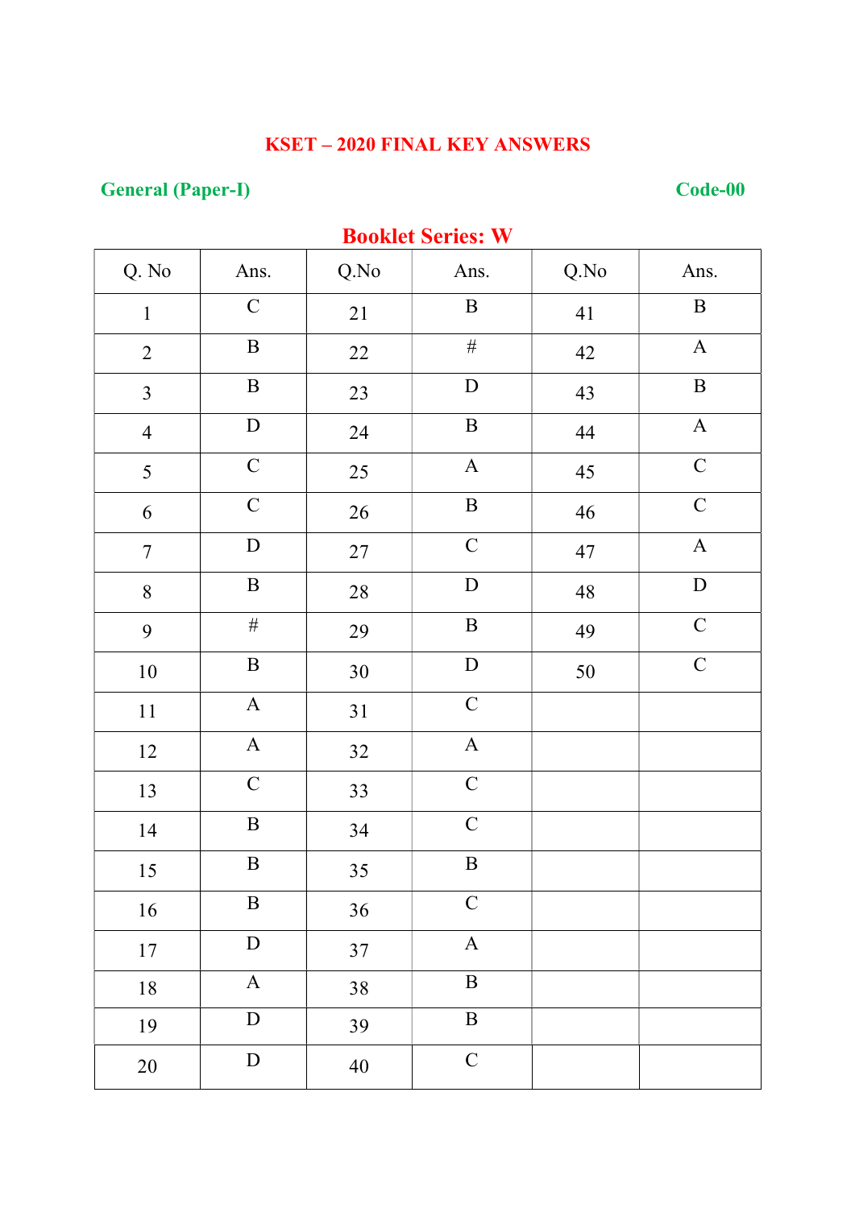# KSET – 2020 FINAL KEY ANSWERS

**General (Paper-I)** **Code-00**

## Booklet Series: W

| Q. No | Ans. | Q.No | Ans. | Q.No | Ans. |
|---|---|---|---|---|---|
| 1 | C | 21 | B | 41 | B |
| 2 | B | 22 | # | 42 | A |
| 3 | B | 23 | D | 43 | B |
| 4 | D | 24 | B | 44 | A |
| 5 | C | 25 | A | 45 | C |
| 6 | C | 26 | B | 46 | C |
| 7 | D | 27 | C | 47 | A |
| 8 | B | 28 | D | 48 | D |
| 9 | # | 29 | B | 49 | C |
| 10 | B | 30 | D | 50 | C |
| 11 | A | 31 | C | | |
| 12 | A | 32 | A | | |
| 13 | C | 33 | C | | |
| 14 | B | 34 | C | | |
| 15 | B | 35 | B | | |
| 16 | B | 36 | C | | |
| 17 | D | 37 | A | | |
| 18 | A | 38 | B | | |
| 19 | D | 39 | B | | |
| 20 | D | 40 | C | | |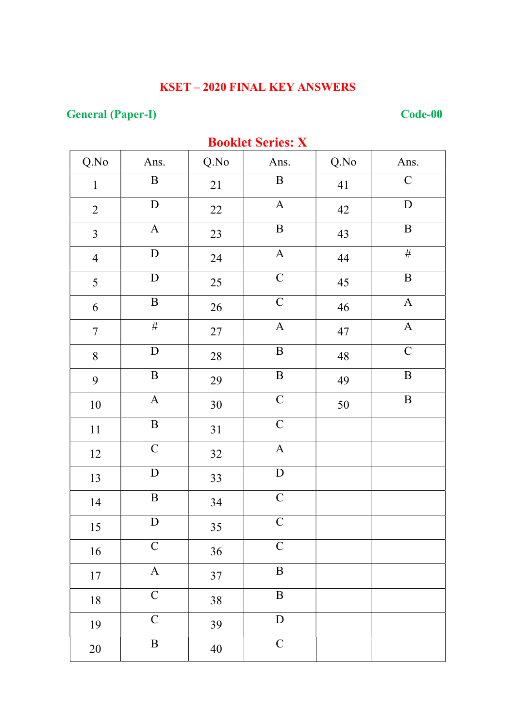# KSET – 2020 FINAL KEY ANSWERS

**General (Paper-I)** **Code-00**

## Booklet Series: X

| Q.No | Ans. | Q.No | Ans. | Q.No | Ans. |
|---|---|---|---|---|---|
| 1 | B | 21 | B | 41 | C |
| 2 | D | 22 | A | 42 | D |
| 3 | A | 23 | B | 43 | B |
| 4 | D | 24 | A | 44 | # |
| 5 | D | 25 | C | 45 | B |
| 6 | B | 26 | C | 46 | A |
| 7 | # | 27 | A | 47 | A |
| 8 | D | 28 | B | 48 | C |
| 9 | B | 29 | B | 49 | B |
| 10 | A | 30 | C | 50 | B |
| 11 | B | 31 | C | | |
| 12 | C | 32 | A | | |
| 13 | D | 33 | D | | |
| 14 | B | 34 | C | | |
| 15 | D | 35 | C | | |
| 16 | C | 36 | C | | |
| 17 | A | 37 | B | | |
| 18 | C | 38 | B | | |
| 19 | C | 39 | D | | |
| 20 | B | 40 | C | | |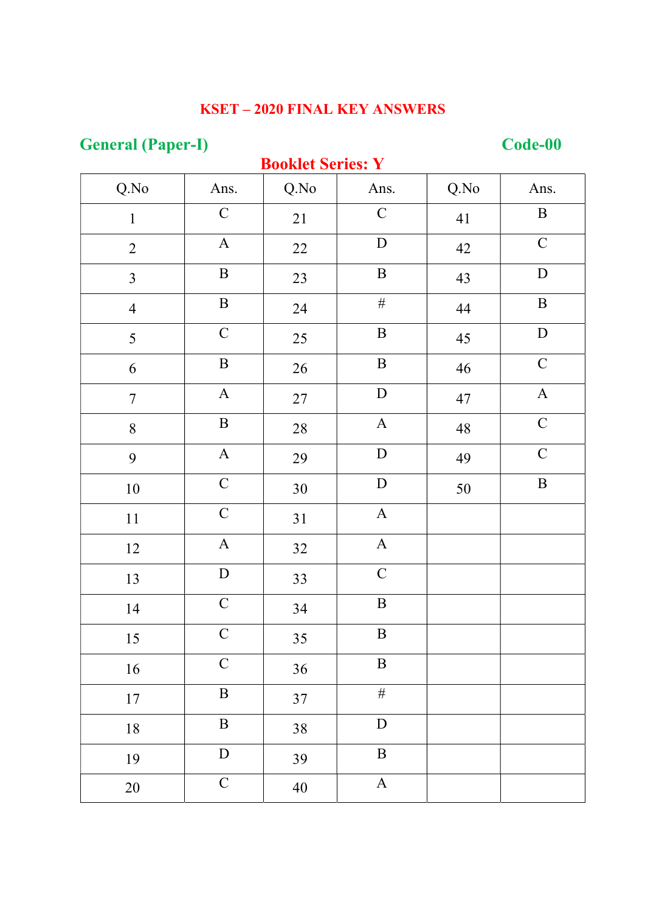# KSET – 2020 FINAL KEY ANSWERS

**General (Paper-I)** **Code-00**

## Booklet Series: Y

| Q.No | Ans. | Q.No | Ans. | Q.No | Ans. |
|---|---|---|---|---|---|
| 1 | C | 21 | C | 41 | B |
| 2 | A | 22 | D | 42 | C |
| 3 | B | 23 | B | 43 | D |
| 4 | B | 24 | # | 44 | B |
| 5 | C | 25 | B | 45 | D |
| 6 | B | 26 | B | 46 | C |
| 7 | A | 27 | D | 47 | A |
| 8 | B | 28 | A | 48 | C |
| 9 | A | 29 | D | 49 | C |
| 10 | C | 30 | D | 50 | B |
| 11 | C | 31 | A | | |
| 12 | A | 32 | A | | |
| 13 | D | 33 | C | | |
| 14 | C | 34 | B | | |
| 15 | C | 35 | B | | |
| 16 | C | 36 | B | | |
| 17 | B | 37 | # | | |
| 18 | B | 38 | D | | |
| 19 | D | 39 | B | | |
| 20 | C | 40 | A | | |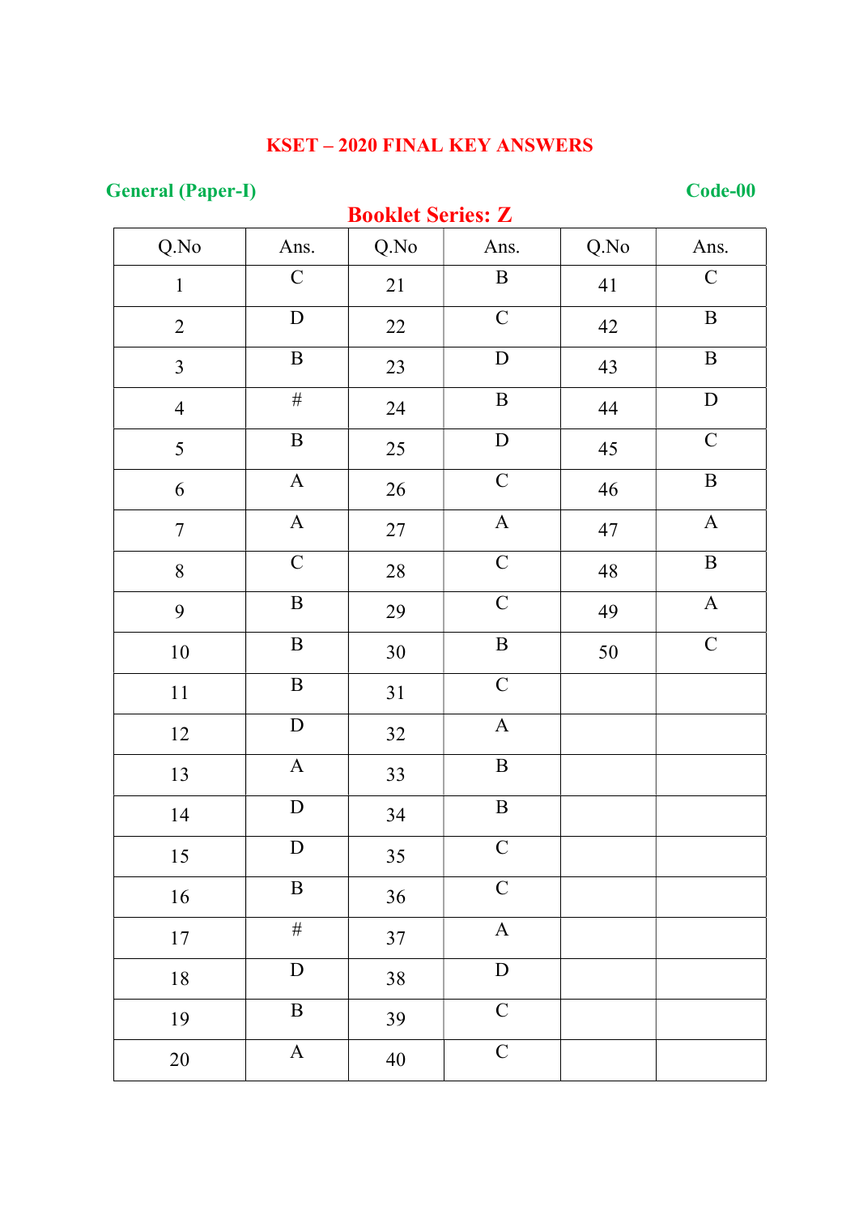# KSET – 2020 FINAL KEY ANSWERS

**General (Paper-I)** **Code-00**

## Booklet Series: Z

| Q.No | Ans. | Q.No | Ans. | Q.No | Ans. |
|---|---|---|---|---|---|
| 1 | C | 21 | B | 41 | C |
| 2 | D | 22 | C | 42 | B |
| 3 | B | 23 | D | 43 | B |
| 4 | # | 24 | B | 44 | D |
| 5 | B | 25 | D | 45 | C |
| 6 | A | 26 | C | 46 | B |
| 7 | A | 27 | A | 47 | A |
| 8 | C | 28 | C | 48 | B |
| 9 | B | 29 | C | 49 | A |
| 10 | B | 30 | B | 50 | C |
| 11 | B | 31 | C | | |
| 12 | D | 32 | A | | |
| 13 | A | 33 | B | | |
| 14 | D | 34 | B | | |
| 15 | D | 35 | C | | |
| 16 | B | 36 | C | | |
| 17 | # | 37 | A | | |
| 18 | D | 38 | D | | |
| 19 | B | 39 | C | | |
| 20 | A | 40 | C | | |